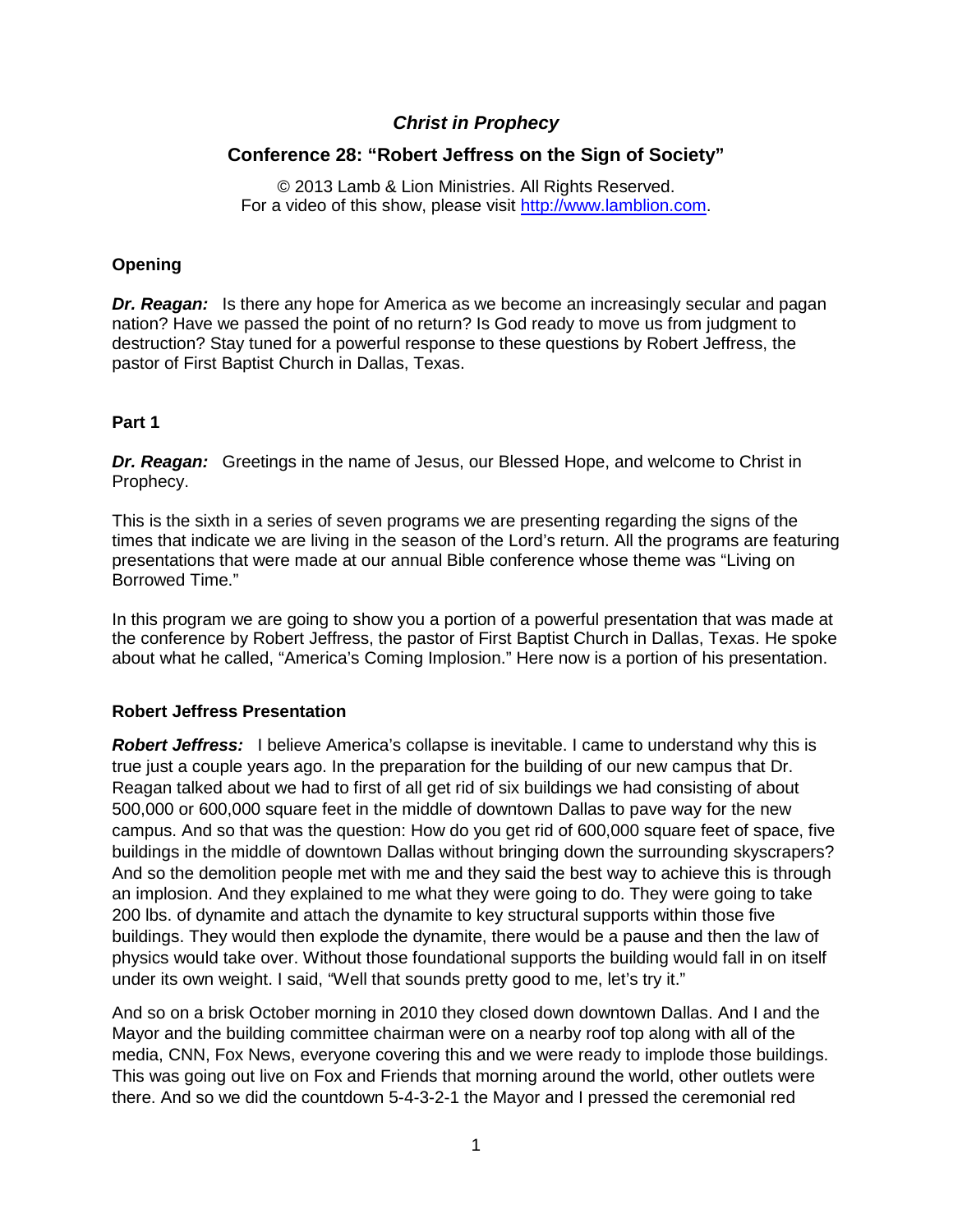# *Christ in Prophecy*

## Conference 28: "Robert Jeffress on the Sign of Society"

© 2013 Lamb & Lion Ministries. All Rights Reserved.
For a video of this show, please visit http://www.lamblion.com.

### Opening

***Dr. Reagan:*** Is there any hope for America as we become an increasingly secular and pagan nation? Have we passed the point of no return? Is God ready to move us from judgment to destruction? Stay tuned for a powerful response to these questions by Robert Jeffress, the pastor of First Baptist Church in Dallas, Texas.

### Part 1

***Dr. Reagan:*** Greetings in the name of Jesus, our Blessed Hope, and welcome to Christ in Prophecy.

This is the sixth in a series of seven programs we are presenting regarding the signs of the times that indicate we are living in the season of the Lord's return. All the programs are featuring presentations that were made at our annual Bible conference whose theme was "Living on Borrowed Time."

In this program we are going to show you a portion of a powerful presentation that was made at the conference by Robert Jeffress, the pastor of First Baptist Church in Dallas, Texas. He spoke about what he called, "America's Coming Implosion." Here now is a portion of his presentation.

### Robert Jeffress Presentation

***Robert Jeffress:*** I believe America's collapse is inevitable. I came to understand why this is true just a couple years ago. In the preparation for the building of our new campus that Dr. Reagan talked about we had to first of all get rid of six buildings we had consisting of about 500,000 or 600,000 square feet in the middle of downtown Dallas to pave way for the new campus. And so that was the question: How do you get rid of 600,000 square feet of space, five buildings in the middle of downtown Dallas without bringing down the surrounding skyscrapers? And so the demolition people met with me and they said the best way to achieve this is through an implosion. And they explained to me what they were going to do. They were going to take 200 lbs. of dynamite and attach the dynamite to key structural supports within those five buildings. They would then explode the dynamite, there would be a pause and then the law of physics would take over. Without those foundational supports the building would fall in on itself under its own weight. I said, "Well that sounds pretty good to me, let's try it."

And so on a brisk October morning in 2010 they closed down downtown Dallas. And I and the Mayor and the building committee chairman were on a nearby roof top along with all of the media, CNN, Fox News, everyone covering this and we were ready to implode those buildings. This was going out live on Fox and Friends that morning around the world, other outlets were there. And so we did the countdown 5-4-3-2-1 the Mayor and I pressed the ceremonial red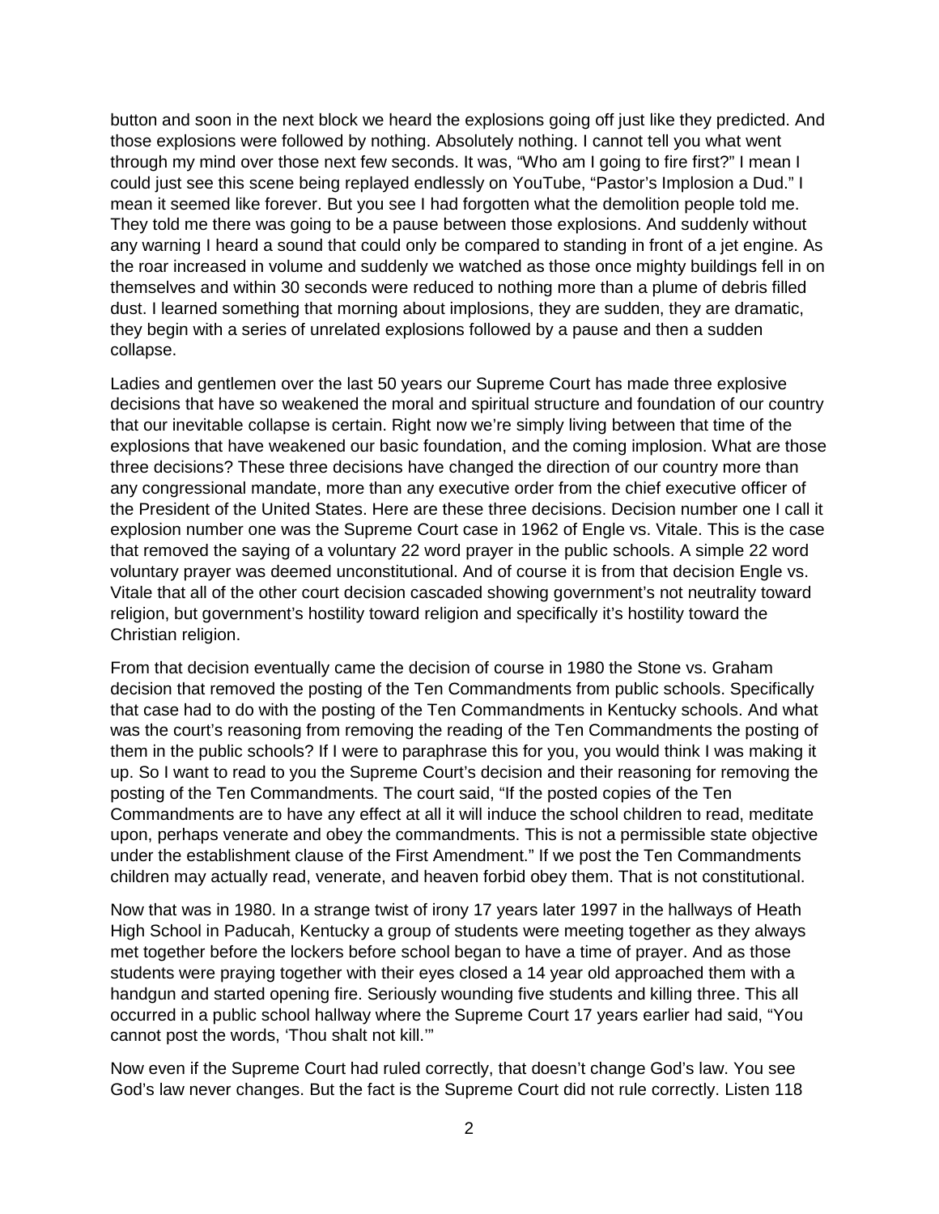button and soon in the next block we heard the explosions going off just like they predicted. And those explosions were followed by nothing. Absolutely nothing. I cannot tell you what went through my mind over those next few seconds. It was, "Who am I going to fire first?" I mean I could just see this scene being replayed endlessly on YouTube, "Pastor's Implosion a Dud." I mean it seemed like forever. But you see I had forgotten what the demolition people told me. They told me there was going to be a pause between those explosions. And suddenly without any warning I heard a sound that could only be compared to standing in front of a jet engine. As the roar increased in volume and suddenly we watched as those once mighty buildings fell in on themselves and within 30 seconds were reduced to nothing more than a plume of debris filled dust. I learned something that morning about implosions, they are sudden, they are dramatic, they begin with a series of unrelated explosions followed by a pause and then a sudden collapse.

Ladies and gentlemen over the last 50 years our Supreme Court has made three explosive decisions that have so weakened the moral and spiritual structure and foundation of our country that our inevitable collapse is certain. Right now we're simply living between that time of the explosions that have weakened our basic foundation, and the coming implosion. What are those three decisions? These three decisions have changed the direction of our country more than any congressional mandate, more than any executive order from the chief executive officer of the President of the United States. Here are these three decisions. Decision number one I call it explosion number one was the Supreme Court case in 1962 of Engle vs. Vitale. This is the case that removed the saying of a voluntary 22 word prayer in the public schools. A simple 22 word voluntary prayer was deemed unconstitutional. And of course it is from that decision Engle vs. Vitale that all of the other court decision cascaded showing government's not neutrality toward religion, but government's hostility toward religion and specifically it's hostility toward the Christian religion.

From that decision eventually came the decision of course in 1980 the Stone vs. Graham decision that removed the posting of the Ten Commandments from public schools. Specifically that case had to do with the posting of the Ten Commandments in Kentucky schools. And what was the court's reasoning from removing the reading of the Ten Commandments the posting of them in the public schools? If I were to paraphrase this for you, you would think I was making it up. So I want to read to you the Supreme Court's decision and their reasoning for removing the posting of the Ten Commandments. The court said, "If the posted copies of the Ten Commandments are to have any effect at all it will induce the school children to read, meditate upon, perhaps venerate and obey the commandments. This is not a permissible state objective under the establishment clause of the First Amendment." If we post the Ten Commandments children may actually read, venerate, and heaven forbid obey them. That is not constitutional.

Now that was in 1980. In a strange twist of irony 17 years later 1997 in the hallways of Heath High School in Paducah, Kentucky a group of students were meeting together as they always met together before the lockers before school began to have a time of prayer. And as those students were praying together with their eyes closed a 14 year old approached them with a handgun and started opening fire. Seriously wounding five students and killing three. This all occurred in a public school hallway where the Supreme Court 17 years earlier had said, "You cannot post the words, 'Thou shalt not kill.'"

Now even if the Supreme Court had ruled correctly, that doesn't change God's law. You see God's law never changes. But the fact is the Supreme Court did not rule correctly. Listen 118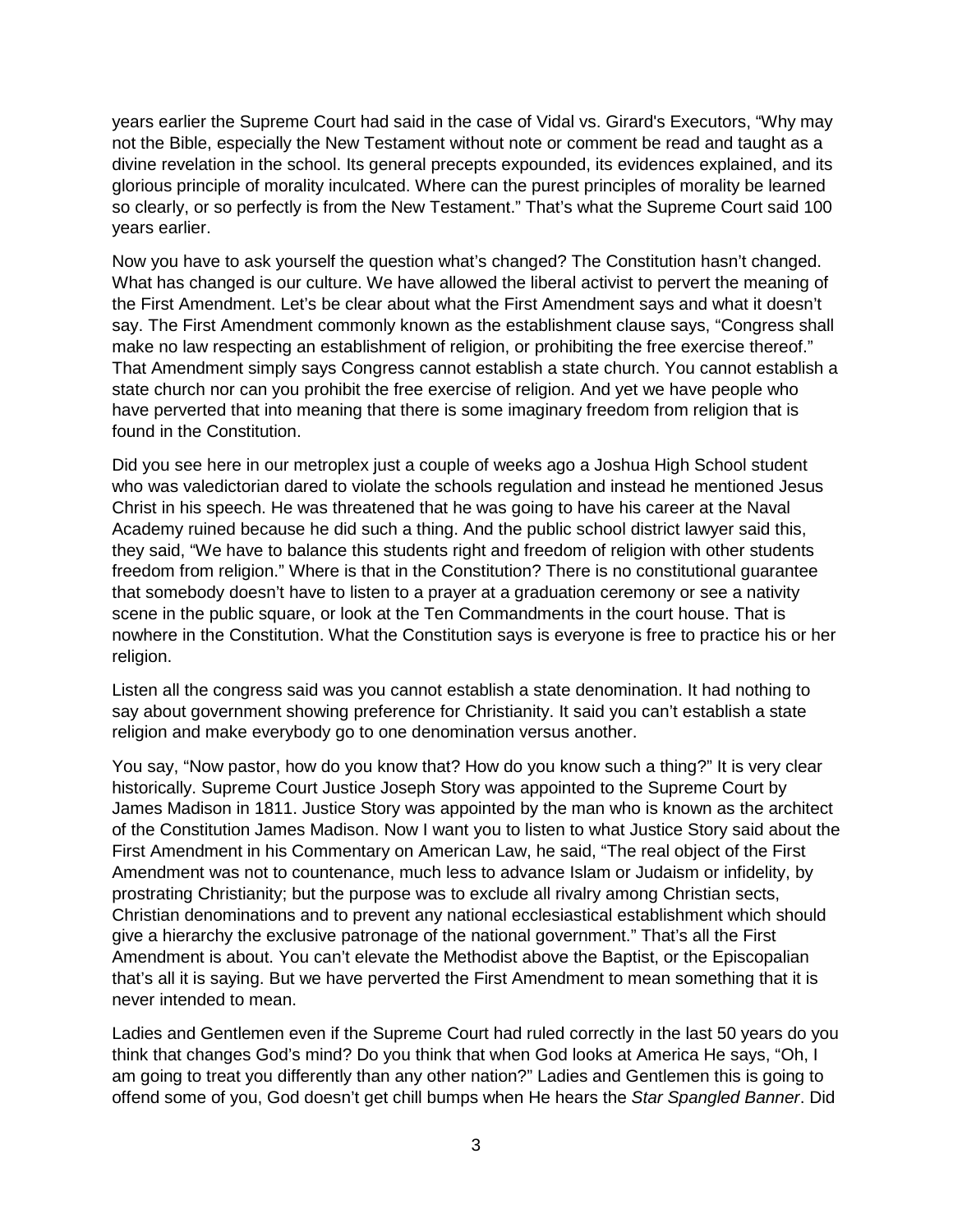years earlier the Supreme Court had said in the case of Vidal vs. Girard's Executors, "Why may not the Bible, especially the New Testament without note or comment be read and taught as a divine revelation in the school. Its general precepts expounded, its evidences explained, and its glorious principle of morality inculcated. Where can the purest principles of morality be learned so clearly, or so perfectly is from the New Testament." That's what the Supreme Court said 100 years earlier.

Now you have to ask yourself the question what's changed? The Constitution hasn't changed. What has changed is our culture. We have allowed the liberal activist to pervert the meaning of the First Amendment. Let's be clear about what the First Amendment says and what it doesn't say. The First Amendment commonly known as the establishment clause says, "Congress shall make no law respecting an establishment of religion, or prohibiting the free exercise thereof." That Amendment simply says Congress cannot establish a state church. You cannot establish a state church nor can you prohibit the free exercise of religion. And yet we have people who have perverted that into meaning that there is some imaginary freedom from religion that is found in the Constitution.

Did you see here in our metroplex just a couple of weeks ago a Joshua High School student who was valedictorian dared to violate the schools regulation and instead he mentioned Jesus Christ in his speech. He was threatened that he was going to have his career at the Naval Academy ruined because he did such a thing. And the public school district lawyer said this, they said, "We have to balance this students right and freedom of religion with other students freedom from religion." Where is that in the Constitution? There is no constitutional guarantee that somebody doesn't have to listen to a prayer at a graduation ceremony or see a nativity scene in the public square, or look at the Ten Commandments in the court house. That is nowhere in the Constitution. What the Constitution says is everyone is free to practice his or her religion.

Listen all the congress said was you cannot establish a state denomination. It had nothing to say about government showing preference for Christianity. It said you can't establish a state religion and make everybody go to one denomination versus another.

You say, "Now pastor, how do you know that? How do you know such a thing?" It is very clear historically. Supreme Court Justice Joseph Story was appointed to the Supreme Court by James Madison in 1811. Justice Story was appointed by the man who is known as the architect of the Constitution James Madison. Now I want you to listen to what Justice Story said about the First Amendment in his Commentary on American Law, he said, "The real object of the First Amendment was not to countenance, much less to advance Islam or Judaism or infidelity, by prostrating Christianity; but the purpose was to exclude all rivalry among Christian sects, Christian denominations and to prevent any national ecclesiastical establishment which should give a hierarchy the exclusive patronage of the national government." That's all the First Amendment is about. You can't elevate the Methodist above the Baptist, or the Episcopalian that's all it is saying. But we have perverted the First Amendment to mean something that it is never intended to mean.

Ladies and Gentlemen even if the Supreme Court had ruled correctly in the last 50 years do you think that changes God's mind? Do you think that when God looks at America He says, "Oh, I am going to treat you differently than any other nation?" Ladies and Gentlemen this is going to offend some of you, God doesn't get chill bumps when He hears the *Star Spangled Banner*. Did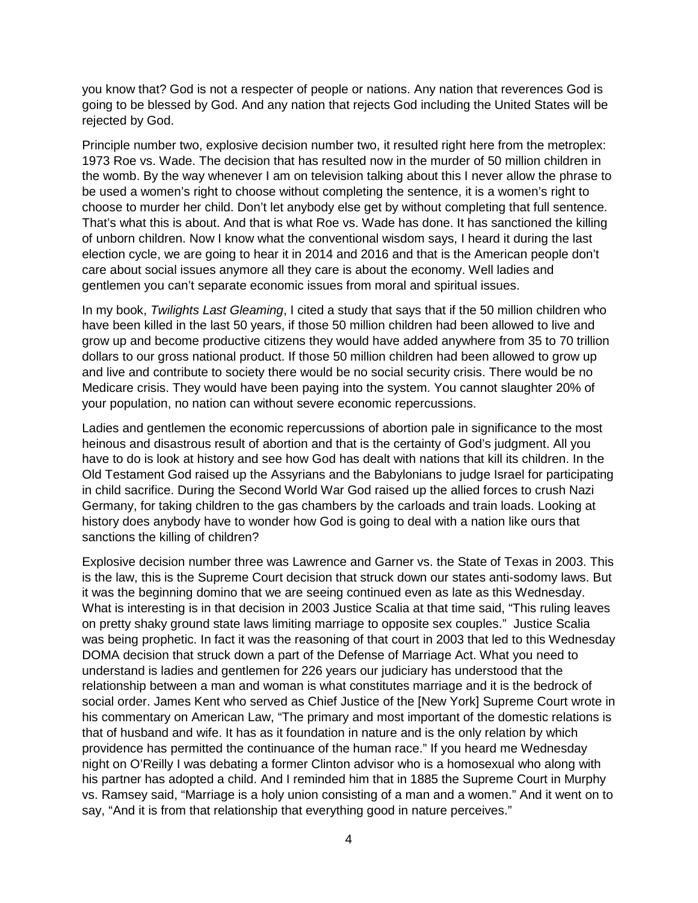you know that? God is not a respecter of people or nations. Any nation that reverences God is going to be blessed by God. And any nation that rejects God including the United States will be rejected by God.

Principle number two, explosive decision number two, it resulted right here from the metroplex: 1973 Roe vs. Wade. The decision that has resulted now in the murder of 50 million children in the womb. By the way whenever I am on television talking about this I never allow the phrase to be used a women's right to choose without completing the sentence, it is a women's right to choose to murder her child. Don't let anybody else get by without completing that full sentence. That's what this is about. And that is what Roe vs. Wade has done. It has sanctioned the killing of unborn children. Now I know what the conventional wisdom says, I heard it during the last election cycle, we are going to hear it in 2014 and 2016 and that is the American people don't care about social issues anymore all they care is about the economy. Well ladies and gentlemen you can't separate economic issues from moral and spiritual issues.

In my book, *Twilights Last Gleaming*, I cited a study that says that if the 50 million children who have been killed in the last 50 years, if those 50 million children had been allowed to live and grow up and become productive citizens they would have added anywhere from 35 to 70 trillion dollars to our gross national product. If those 50 million children had been allowed to grow up and live and contribute to society there would be no social security crisis. There would be no Medicare crisis. They would have been paying into the system. You cannot slaughter 20% of your population, no nation can without severe economic repercussions.

Ladies and gentlemen the economic repercussions of abortion pale in significance to the most heinous and disastrous result of abortion and that is the certainty of God's judgment. All you have to do is look at history and see how God has dealt with nations that kill its children. In the Old Testament God raised up the Assyrians and the Babylonians to judge Israel for participating in child sacrifice. During the Second World War God raised up the allied forces to crush Nazi Germany, for taking children to the gas chambers by the carloads and train loads. Looking at history does anybody have to wonder how God is going to deal with a nation like ours that sanctions the killing of children?

Explosive decision number three was Lawrence and Garner vs. the State of Texas in 2003. This is the law, this is the Supreme Court decision that struck down our states anti-sodomy laws. But it was the beginning domino that we are seeing continued even as late as this Wednesday. What is interesting is in that decision in 2003 Justice Scalia at that time said, "This ruling leaves on pretty shaky ground state laws limiting marriage to opposite sex couples." Justice Scalia was being prophetic. In fact it was the reasoning of that court in 2003 that led to this Wednesday DOMA decision that struck down a part of the Defense of Marriage Act. What you need to understand is ladies and gentlemen for 226 years our judiciary has understood that the relationship between a man and woman is what constitutes marriage and it is the bedrock of social order. James Kent who served as Chief Justice of the [New York] Supreme Court wrote in his commentary on American Law, "The primary and most important of the domestic relations is that of husband and wife. It has as it foundation in nature and is the only relation by which providence has permitted the continuance of the human race." If you heard me Wednesday night on O'Reilly I was debating a former Clinton advisor who is a homosexual who along with his partner has adopted a child. And I reminded him that in 1885 the Supreme Court in Murphy vs. Ramsey said, "Marriage is a holy union consisting of a man and a women." And it went on to say, "And it is from that relationship that everything good in nature perceives."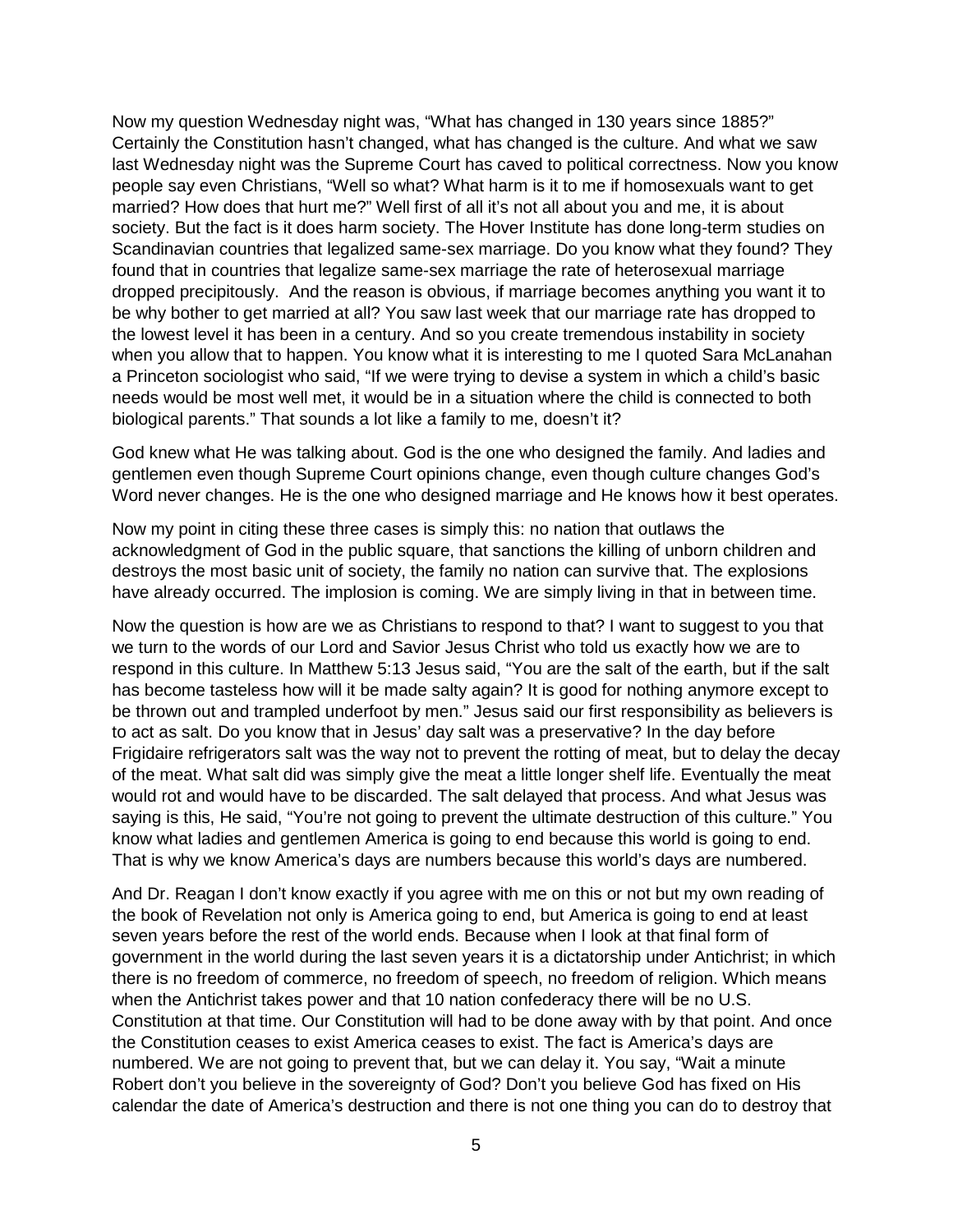Now my question Wednesday night was, "What has changed in 130 years since 1885?" Certainly the Constitution hasn't changed, what has changed is the culture. And what we saw last Wednesday night was the Supreme Court has caved to political correctness. Now you know people say even Christians, "Well so what? What harm is it to me if homosexuals want to get married? How does that hurt me?" Well first of all it's not all about you and me, it is about society. But the fact is it does harm society. The Hover Institute has done long-term studies on Scandinavian countries that legalized same-sex marriage. Do you know what they found? They found that in countries that legalize same-sex marriage the rate of heterosexual marriage dropped precipitously. And the reason is obvious, if marriage becomes anything you want it to be why bother to get married at all? You saw last week that our marriage rate has dropped to the lowest level it has been in a century. And so you create tremendous instability in society when you allow that to happen. You know what it is interesting to me I quoted Sara McLanahan a Princeton sociologist who said, "If we were trying to devise a system in which a child's basic needs would be most well met, it would be in a situation where the child is connected to both biological parents." That sounds a lot like a family to me, doesn't it?

God knew what He was talking about. God is the one who designed the family. And ladies and gentlemen even though Supreme Court opinions change, even though culture changes God's Word never changes. He is the one who designed marriage and He knows how it best operates.

Now my point in citing these three cases is simply this: no nation that outlaws the acknowledgment of God in the public square, that sanctions the killing of unborn children and destroys the most basic unit of society, the family no nation can survive that. The explosions have already occurred. The implosion is coming. We are simply living in that in between time.

Now the question is how are we as Christians to respond to that? I want to suggest to you that we turn to the words of our Lord and Savior Jesus Christ who told us exactly how we are to respond in this culture. In Matthew 5:13 Jesus said, "You are the salt of the earth, but if the salt has become tasteless how will it be made salty again? It is good for nothing anymore except to be thrown out and trampled underfoot by men." Jesus said our first responsibility as believers is to act as salt. Do you know that in Jesus' day salt was a preservative? In the day before Frigidaire refrigerators salt was the way not to prevent the rotting of meat, but to delay the decay of the meat. What salt did was simply give the meat a little longer shelf life. Eventually the meat would rot and would have to be discarded. The salt delayed that process. And what Jesus was saying is this, He said, "You're not going to prevent the ultimate destruction of this culture." You know what ladies and gentlemen America is going to end because this world is going to end. That is why we know America's days are numbers because this world's days are numbered.

And Dr. Reagan I don't know exactly if you agree with me on this or not but my own reading of the book of Revelation not only is America going to end, but America is going to end at least seven years before the rest of the world ends. Because when I look at that final form of government in the world during the last seven years it is a dictatorship under Antichrist; in which there is no freedom of commerce, no freedom of speech, no freedom of religion. Which means when the Antichrist takes power and that 10 nation confederacy there will be no U.S. Constitution at that time. Our Constitution will had to be done away with by that point. And once the Constitution ceases to exist America ceases to exist. The fact is America's days are numbered. We are not going to prevent that, but we can delay it. You say, "Wait a minute Robert don't you believe in the sovereignty of God? Don't you believe God has fixed on His calendar the date of America's destruction and there is not one thing you can do to destroy that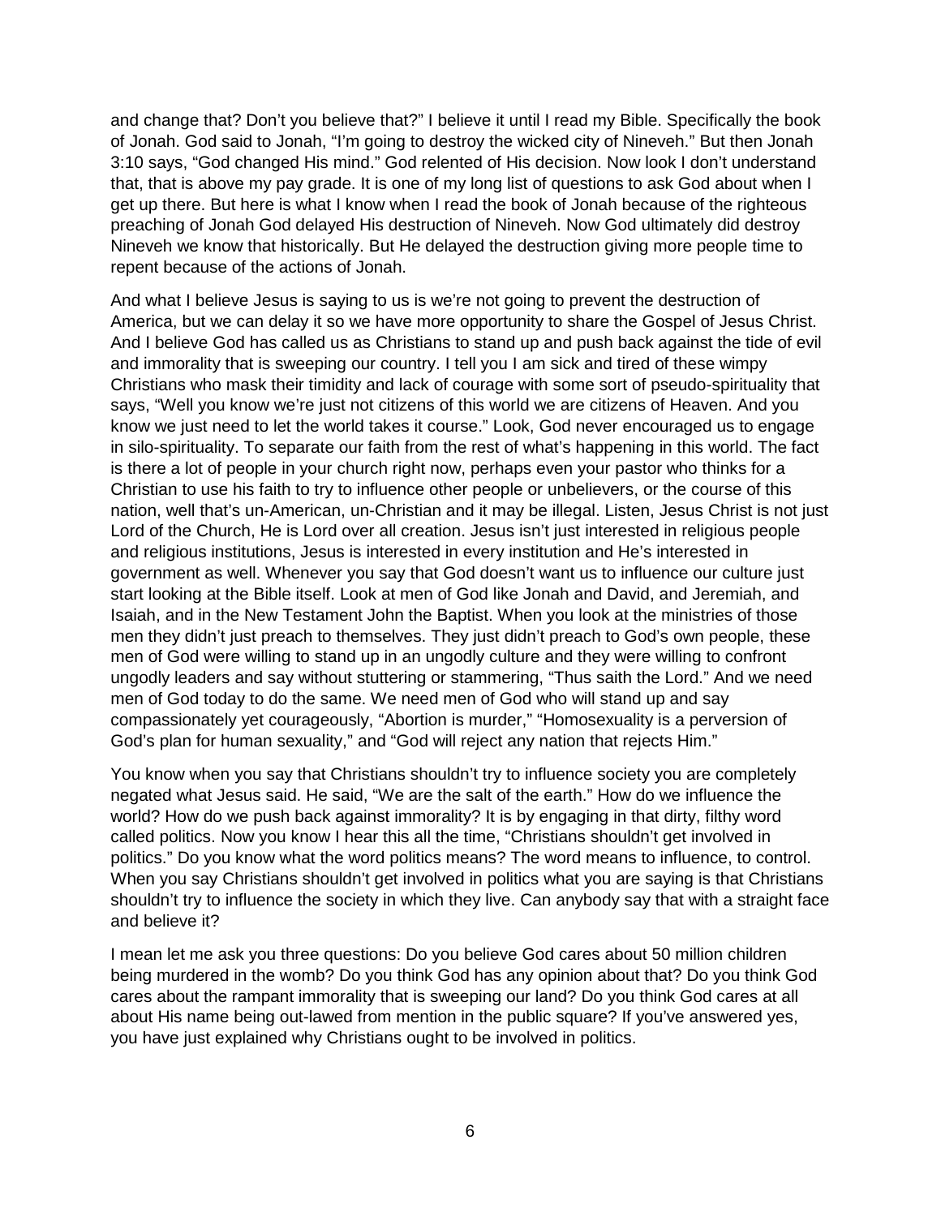and change that? Don't you believe that?" I believe it until I read my Bible. Specifically the book of Jonah. God said to Jonah, "I'm going to destroy the wicked city of Nineveh." But then Jonah 3:10 says, "God changed His mind." God relented of His decision. Now look I don't understand that, that is above my pay grade. It is one of my long list of questions to ask God about when I get up there. But here is what I know when I read the book of Jonah because of the righteous preaching of Jonah God delayed His destruction of Nineveh. Now God ultimately did destroy Nineveh we know that historically. But He delayed the destruction giving more people time to repent because of the actions of Jonah.

And what I believe Jesus is saying to us is we're not going to prevent the destruction of America, but we can delay it so we have more opportunity to share the Gospel of Jesus Christ. And I believe God has called us as Christians to stand up and push back against the tide of evil and immorality that is sweeping our country. I tell you I am sick and tired of these wimpy Christians who mask their timidity and lack of courage with some sort of pseudo-spirituality that says, "Well you know we're just not citizens of this world we are citizens of Heaven. And you know we just need to let the world takes it course." Look, God never encouraged us to engage in silo-spirituality. To separate our faith from the rest of what's happening in this world. The fact is there a lot of people in your church right now, perhaps even your pastor who thinks for a Christian to use his faith to try to influence other people or unbelievers, or the course of this nation, well that's un-American, un-Christian and it may be illegal. Listen, Jesus Christ is not just Lord of the Church, He is Lord over all creation. Jesus isn't just interested in religious people and religious institutions, Jesus is interested in every institution and He's interested in government as well. Whenever you say that God doesn't want us to influence our culture just start looking at the Bible itself. Look at men of God like Jonah and David, and Jeremiah, and Isaiah, and in the New Testament John the Baptist. When you look at the ministries of those men they didn't just preach to themselves. They just didn't preach to God's own people, these men of God were willing to stand up in an ungodly culture and they were willing to confront ungodly leaders and say without stuttering or stammering, "Thus saith the Lord." And we need men of God today to do the same. We need men of God who will stand up and say compassionately yet courageously, "Abortion is murder," "Homosexuality is a perversion of God's plan for human sexuality," and "God will reject any nation that rejects Him."

You know when you say that Christians shouldn't try to influence society you are completely negated what Jesus said. He said, "We are the salt of the earth." How do we influence the world? How do we push back against immorality? It is by engaging in that dirty, filthy word called politics. Now you know I hear this all the time, "Christians shouldn't get involved in politics." Do you know what the word politics means? The word means to influence, to control. When you say Christians shouldn't get involved in politics what you are saying is that Christians shouldn't try to influence the society in which they live. Can anybody say that with a straight face and believe it?

I mean let me ask you three questions: Do you believe God cares about 50 million children being murdered in the womb? Do you think God has any opinion about that? Do you think God cares about the rampant immorality that is sweeping our land? Do you think God cares at all about His name being out-lawed from mention in the public square? If you've answered yes, you have just explained why Christians ought to be involved in politics.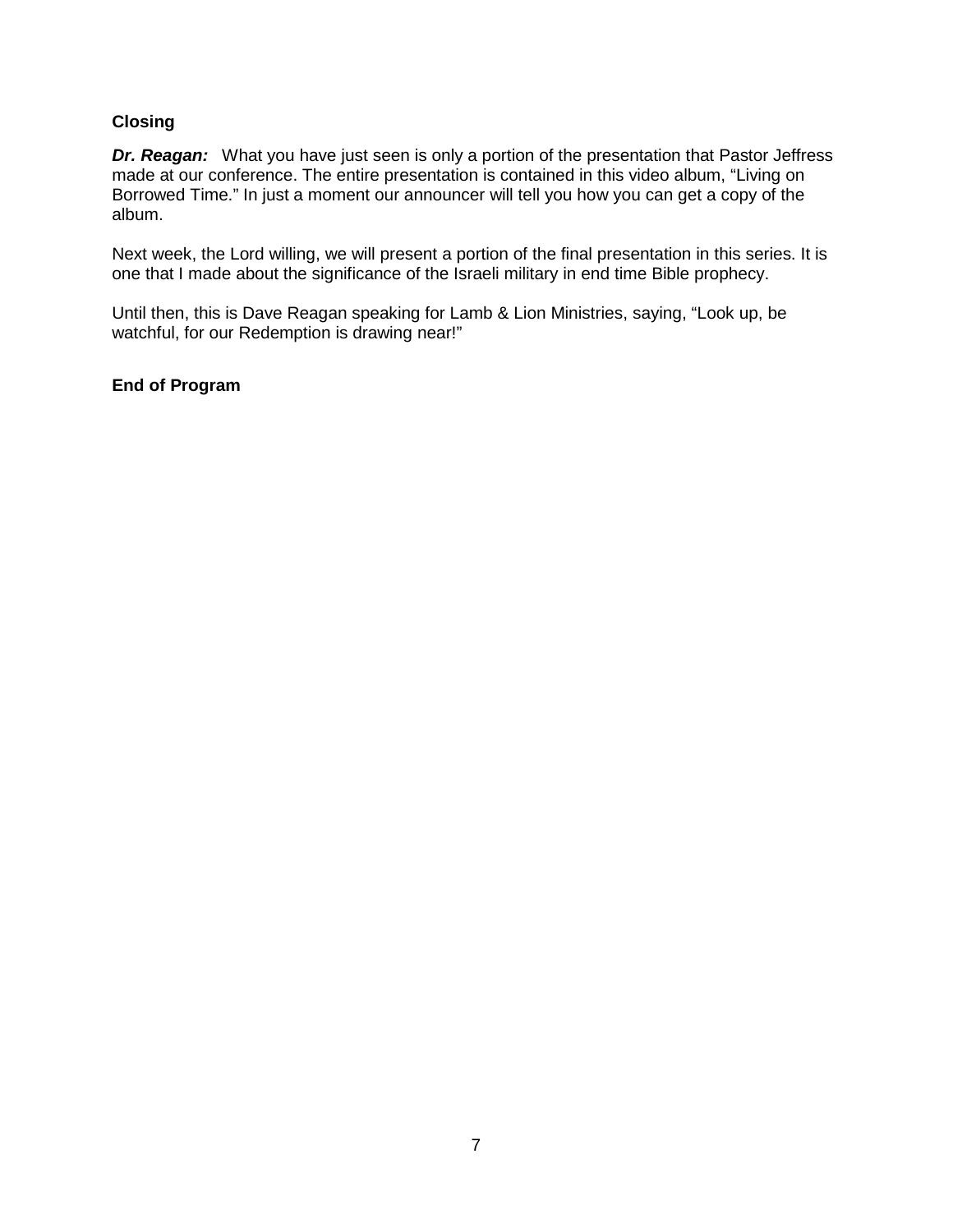**Closing**

***Dr. Reagan:*** What you have just seen is only a portion of the presentation that Pastor Jeffress made at our conference. The entire presentation is contained in this video album, “Living on Borrowed Time.” In just a moment our announcer will tell you how you can get a copy of the album.

Next week, the Lord willing, we will present a portion of the final presentation in this series. It is one that I made about the significance of the Israeli military in end time Bible prophecy.

Until then, this is Dave Reagan speaking for Lamb & Lion Ministries, saying, “Look up, be watchful, for our Redemption is drawing near!”

**End of Program**